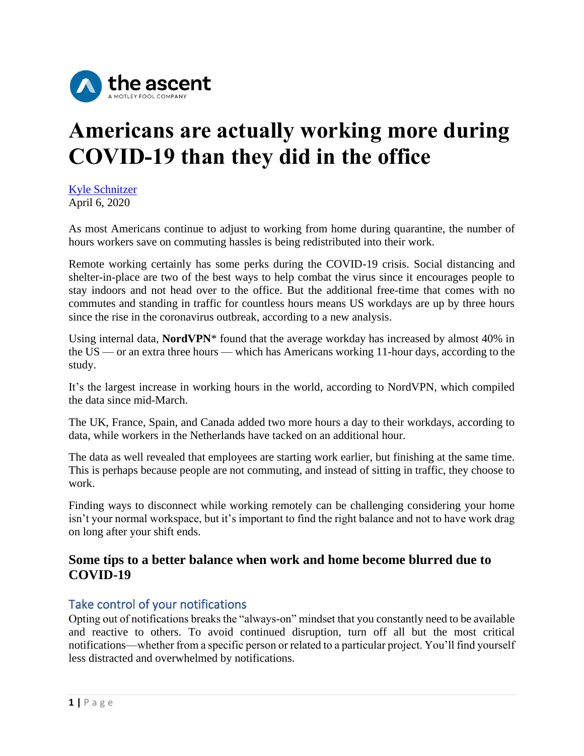the ascent
A MOTLEY FOOL COMPANY

# Americans are actually working more during COVID-19 than they did in the office

Kyle Schnitzer
April 6, 2020

As most Americans continue to adjust to working from home during quarantine, the number of hours workers save on commuting hassles is being redistributed into their work.

Remote working certainly has some perks during the COVID-19 crisis. Social distancing and shelter-in-place are two of the best ways to help combat the virus since it encourages people to stay indoors and not head over to the office. But the additional free-time that comes with no commutes and standing in traffic for countless hours means US workdays are up by three hours since the rise in the coronavirus outbreak, according to a new analysis.

Using internal data, **NordVPN*** found that the average workday has increased by almost 40% in the US — or an extra three hours — which has Americans working 11-hour days, according to the study.

It's the largest increase in working hours in the world, according to NordVPN, which compiled the data since mid-March.

The UK, France, Spain, and Canada added two more hours a day to their workdays, according to data, while workers in the Netherlands have tacked on an additional hour.

The data as well revealed that employees are starting work earlier, but finishing at the same time. This is perhaps because people are not commuting, and instead of sitting in traffic, they choose to work.

Finding ways to disconnect while working remotely can be challenging considering your home isn't your normal workspace, but it's important to find the right balance and not to have work drag on long after your shift ends.

## Some tips to a better balance when work and home become blurred due to COVID-19

### Take control of your notifications

Opting out of notifications breaks the "always-on" mindset that you constantly need to be available and reactive to others. To avoid continued disruption, turn off all but the most critical notifications—whether from a specific person or related to a particular project. You'll find yourself less distracted and overwhelmed by notifications.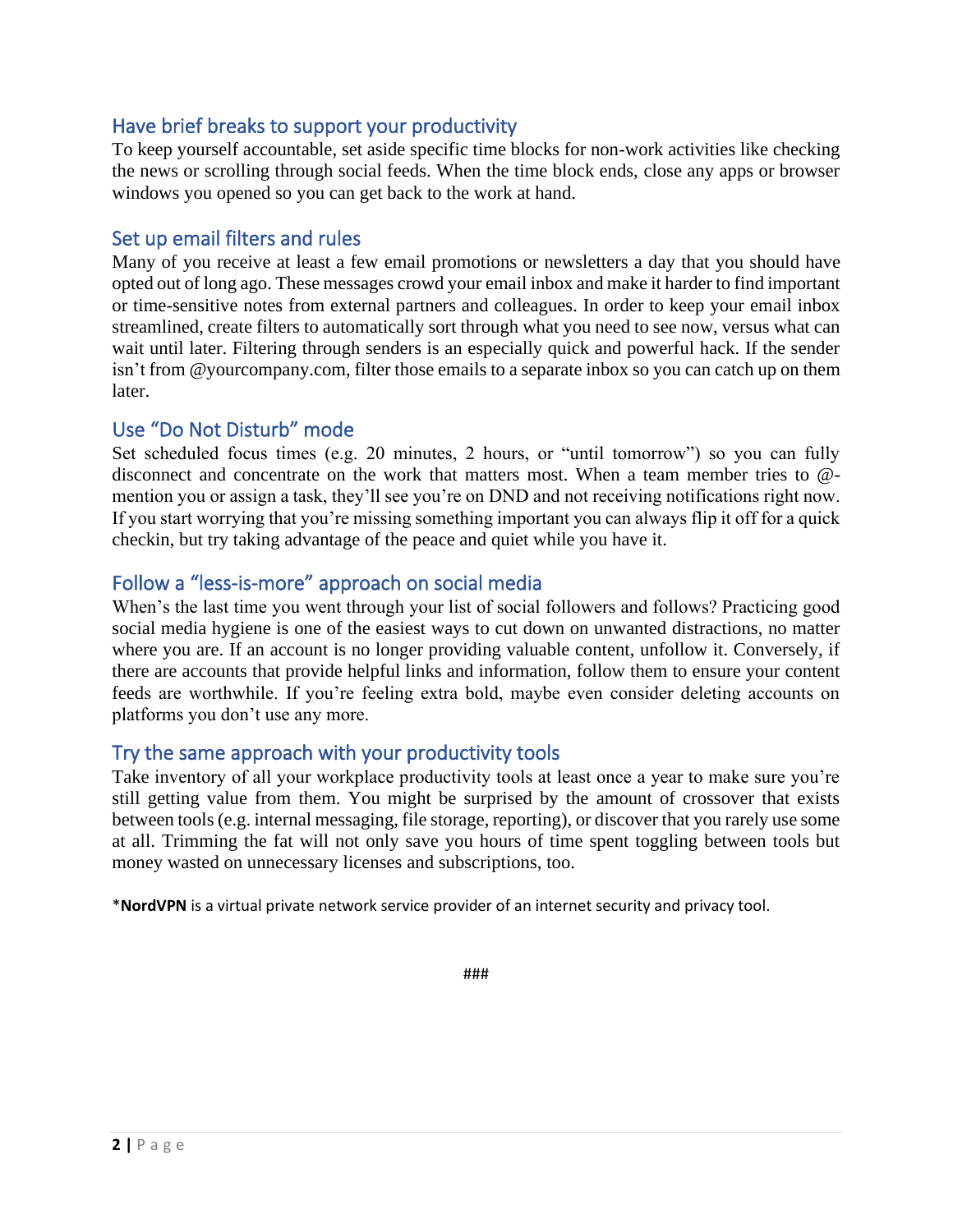## Have brief breaks to support your productivity

To keep yourself accountable, set aside specific time blocks for non-work activities like checking the news or scrolling through social feeds. When the time block ends, close any apps or browser windows you opened so you can get back to the work at hand.

## Set up email filters and rules

Many of you receive at least a few email promotions or newsletters a day that you should have opted out of long ago. These messages crowd your email inbox and make it harder to find important or time-sensitive notes from external partners and colleagues. In order to keep your email inbox streamlined, create filters to automatically sort through what you need to see now, versus what can wait until later. Filtering through senders is an especially quick and powerful hack. If the sender isn't from @yourcompany.com, filter those emails to a separate inbox so you can catch up on them later.

## Use "Do Not Disturb" mode

Set scheduled focus times (e.g. 20 minutes, 2 hours, or "until tomorrow") so you can fully disconnect and concentrate on the work that matters most. When a team member tries to @-mention you or assign a task, they'll see you're on DND and not receiving notifications right now. If you start worrying that you're missing something important you can always flip it off for a quick checkin, but try taking advantage of the peace and quiet while you have it.

## Follow a "less-is-more" approach on social media

When's the last time you went through your list of social followers and follows? Practicing good social media hygiene is one of the easiest ways to cut down on unwanted distractions, no matter where you are. If an account is no longer providing valuable content, unfollow it. Conversely, if there are accounts that provide helpful links and information, follow them to ensure your content feeds are worthwhile. If you're feeling extra bold, maybe even consider deleting accounts on platforms you don't use any more.

## Try the same approach with your productivity tools

Take inventory of all your workplace productivity tools at least once a year to make sure you're still getting value from them. You might be surprised by the amount of crossover that exists between tools (e.g. internal messaging, file storage, reporting), or discover that you rarely use some at all. Trimming the fat will not only save you hours of time spent toggling between tools but money wasted on unnecessary licenses and subscriptions, too.

*NordVPN** is a virtual private network service provider of an internet security and privacy tool.

###